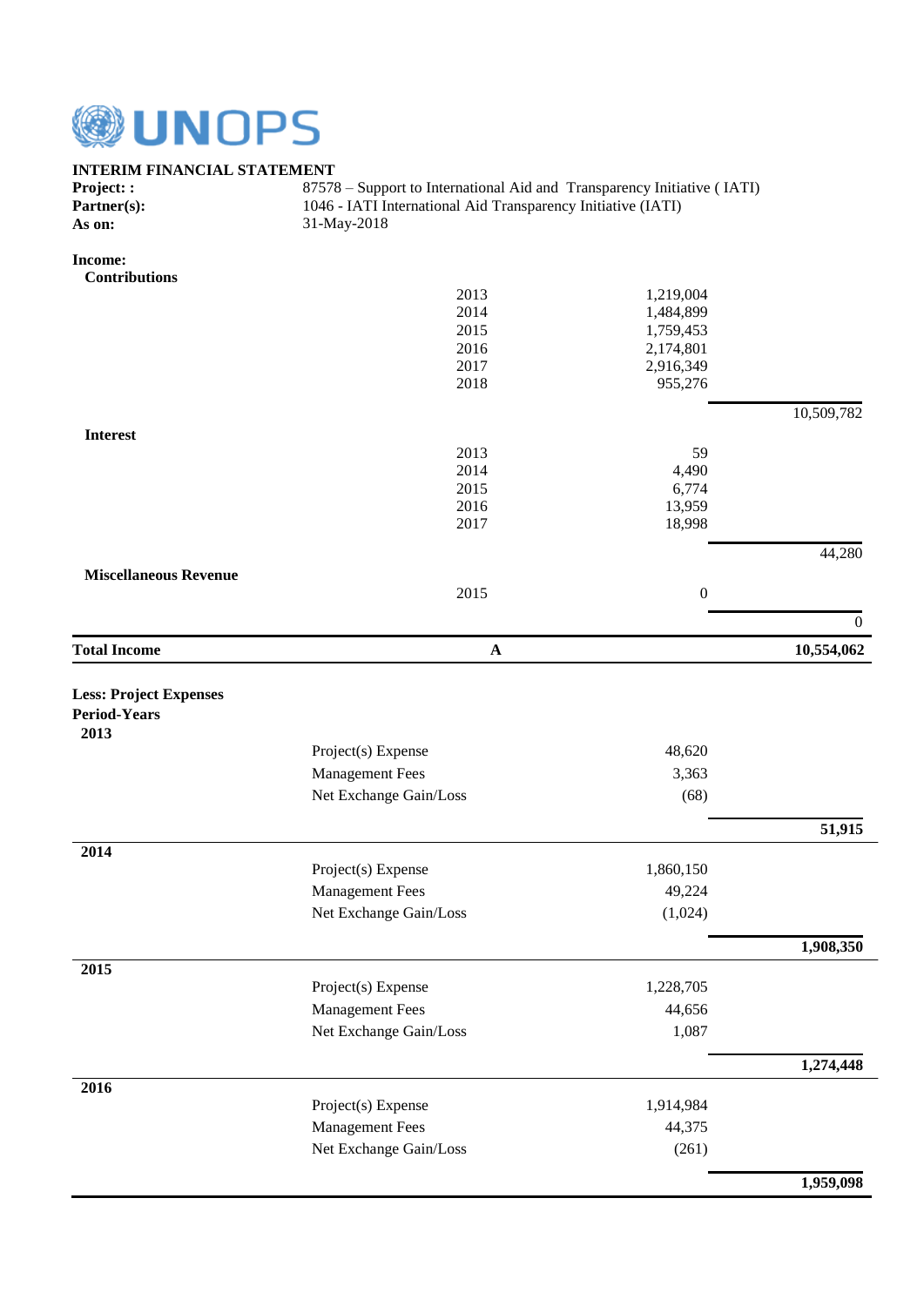UNOPS

**INTERIM FINANCIAL STATEMENT**

| | |
|---|---|
| **Project: :** | 87578 – Support to International Aid and Transparency Initiative ( IATI) |
| **Partner(s):** | 1046 - IATI International Aid Transparency Initiative (IATI) |
| **As on:** | 31-May-2018 |

**Income:**

| | | | |
|---|---|---|---|
| **Contributions** | | | |
| | 2013 | 1,219,004 | |
| | 2014 | 1,484,899 | |
| | 2015 | 1,759,453 | |
| | 2016 | 2,174,801 | |
| | 2017 | 2,916,349 | |
| | 2018 | 955,276 | |
| | | | 10,509,782 |
| **Interest** | | | |
| | 2013 | 59 | |
| | 2014 | 4,490 | |
| | 2015 | 6,774 | |
| | 2016 | 13,959 | |
| | 2017 | 18,998 | |
| | | | 44,280 |
| **Miscellaneous Revenue** | | | |
| | 2015 | 0 | |
| | | | 0 |
| **Total Income** | **A** | | **10,554,062** |

**Less: Project Expenses**

**Period-Years**

| | | | |
|---|---|---|---|
| **2013** | | | |
| | Project(s) Expense | 48,620 | |
| | Management Fees | 3,363 | |
| | Net Exchange Gain/Loss | (68) | |
| | | | **51,915** |
| **2014** | | | |
| | Project(s) Expense | 1,860,150 | |
| | Management Fees | 49,224 | |
| | Net Exchange Gain/Loss | (1,024) | |
| | | | **1,908,350** |
| **2015** | | | |
| | Project(s) Expense | 1,228,705 | |
| | Management Fees | 44,656 | |
| | Net Exchange Gain/Loss | 1,087 | |
| | | | **1,274,448** |
| **2016** | | | |
| | Project(s) Expense | 1,914,984 | |
| | Management Fees | 44,375 | |
| | Net Exchange Gain/Loss | (261) | |
| | | | **1,959,098** |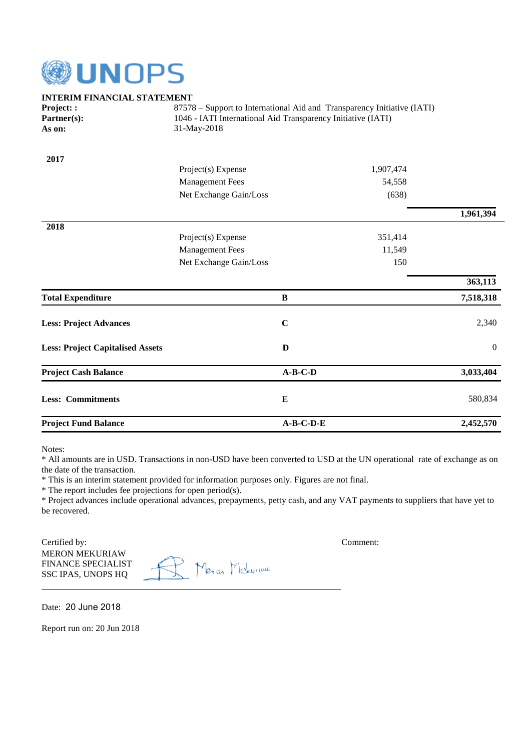UNOPS

**INTERIM FINANCIAL STATEMENT**

**Project: :** 87578 – Support to International Aid and Transparency Initiative (IATI)

**Partner(s):** 1046 - IATI International Aid Transparency Initiative (IATI)

**As on:** 31-May-2018

| | | | |
|---|---|---|---|
| **2017** | | | |
| | Project(s) Expense | 1,907,474 | |
| | Management Fees | 54,558 | |
| | Net Exchange Gain/Loss | (638) | |
| | | | **1,961,394** |
| **2018** | | | |
| | Project(s) Expense | 351,414 | |
| | Management Fees | 11,549 | |
| | Net Exchange Gain/Loss | 150 | |
| | | | **363,113** |
| **Total Expenditure** | **B** | | **7,518,318** |
| **Less: Project Advances** | **C** | | 2,340 |
| **Less: Project Capitalised Assets** | **D** | | 0 |
| **Project Cash Balance** | **A-B-C-D** | | **3,033,404** |
| **Less: Commitments** | **E** | | 580,834 |
| **Project Fund Balance** | **A-B-C-D-E** | | **2,452,570** |

Notes:

* All amounts are in USD. Transactions in non-USD have been converted to USD at the UN operational rate of exchange as on the date of the transaction.
* This is an interim statement provided for information purposes only. Figures are not final.
* The report includes fee projections for open period(s).
* Project advances include operational advances, prepayments, petty cash, and any VAT payments to suppliers that have yet to be recovered.

Certified by:
MERON MEKURIAW
FINANCE SPECIALIST
SSC IPAS, UNOPS HQ

Comment:

Date: 20 June 2018

Report run on: 20 Jun 2018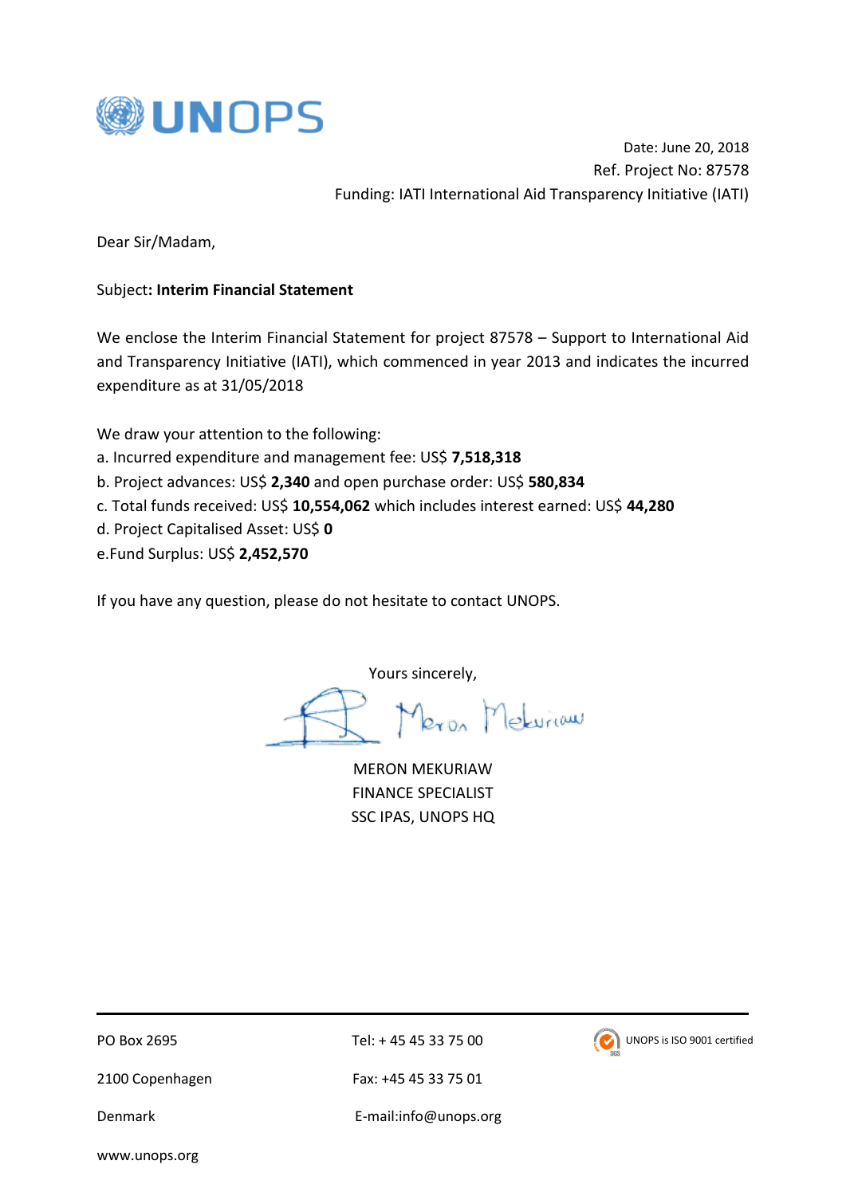UNOPS

Date: June 20, 2018
Ref. Project No: 87578
Funding: IATI International Aid Transparency Initiative (IATI)

Dear Sir/Madam,

Subject**: Interim Financial Statement**

We enclose the Interim Financial Statement for project 87578 – Support to International Aid and Transparency Initiative (IATI), which commenced in year 2013 and indicates the incurred expenditure as at 31/05/2018

We draw your attention to the following:

a. Incurred expenditure and management fee: US$ **7,518,318**
b. Project advances: US$ **2,340** and open purchase order: US$ **580,834**
c. Total funds received: US$ **10,554,062** which includes interest earned: US$ **44,280**
d. Project Capitalised Asset: US$ **0**
e.Fund Surplus: US$ **2,452,570**

If you have any question, please do not hesitate to contact UNOPS.

Yours sincerely,

Meron Mekuriaw

MERON MEKURIAW
FINANCE SPECIALIST
SSC IPAS, UNOPS HQ

PO Box 2695
2100 Copenhagen
Denmark
www.unops.org

Tel: + 45 45 33 75 00
Fax: +45 45 33 75 01
E-mail:info@unops.org

UNOPS is ISO 9001 certified